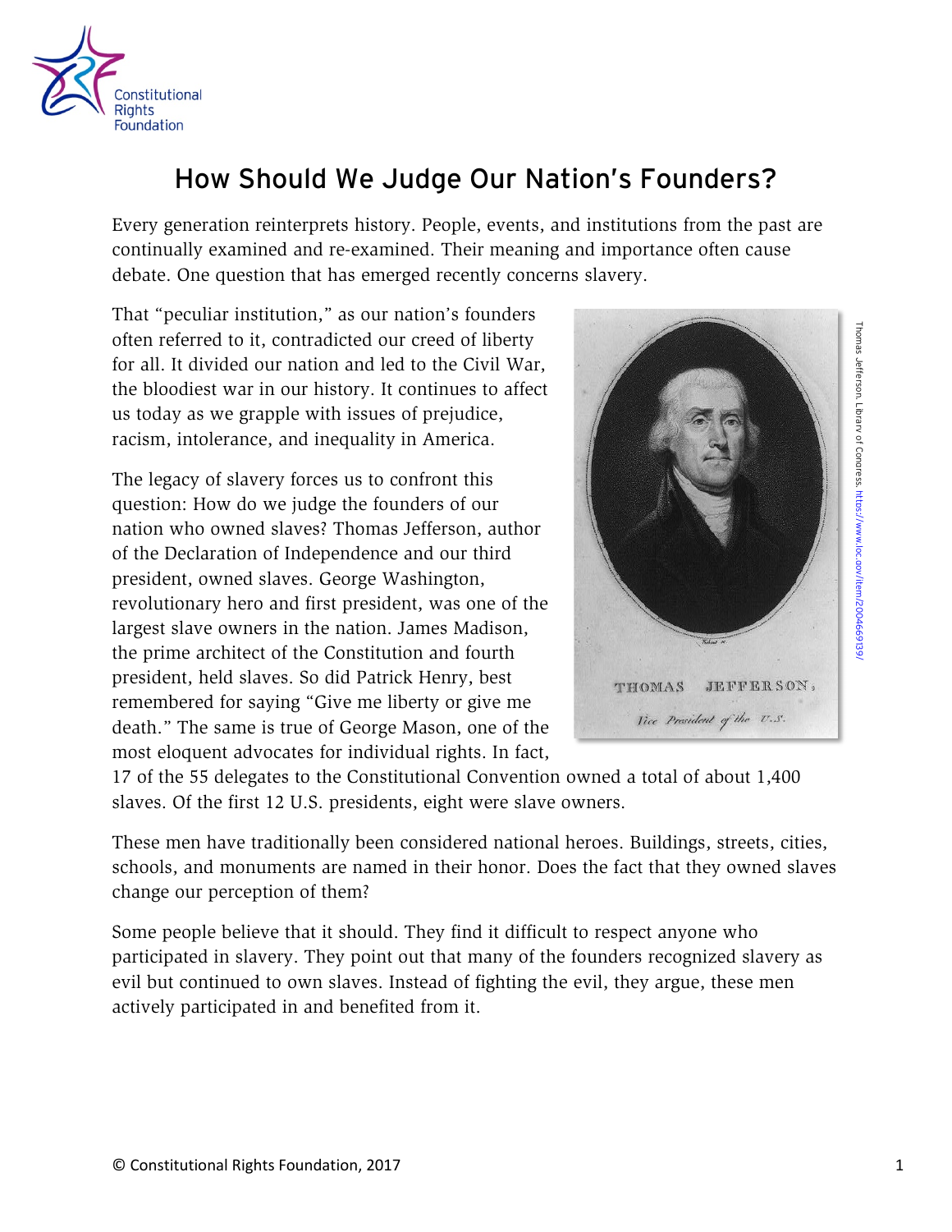# How Should We Judge Our Nation's Founders?

Every generation reinterprets history. People, events, and institutions from the past are continually examined and re-examined. Their meaning and importance often cause debate. One question that has emerged recently concerns slavery.

That "peculiar institution," as our nation's founders often referred to it, contradicted our creed of liberty for all. It divided our nation and led to the Civil War, the bloodiest war in our history. It continues to affect us today as we grapple with issues of prejudice, racism, intolerance, and inequality in America.

The legacy of slavery forces us to confront this question: How do we judge the founders of our nation who owned slaves? Thomas Jefferson, author of the Declaration of Independence and our third president, owned slaves. George Washington, revolutionary hero and first president, was one of the largest slave owners in the nation. James Madison, the prime architect of the Constitution and fourth president, held slaves. So did Patrick Henry, best remembered for saying "Give me liberty or give me death." The same is true of George Mason, one of the most eloquent advocates for individual rights. In fact, 17 of the 55 delegates to the Constitutional Convention owned a total of about 1,400 slaves. Of the first 12 U.S. presidents, eight were slave owners.

Thomas Jefferson. Library of Congress. https://www.loc.gov/item/2004669139/

These men have traditionally been considered national heroes. Buildings, streets, cities, schools, and monuments are named in their honor. Does the fact that they owned slaves change our perception of them?

Some people believe that it should. They find it difficult to respect anyone who participated in slavery. They point out that many of the founders recognized slavery as evil but continued to own slaves. Instead of fighting the evil, they argue, these men actively participated in and benefited from it.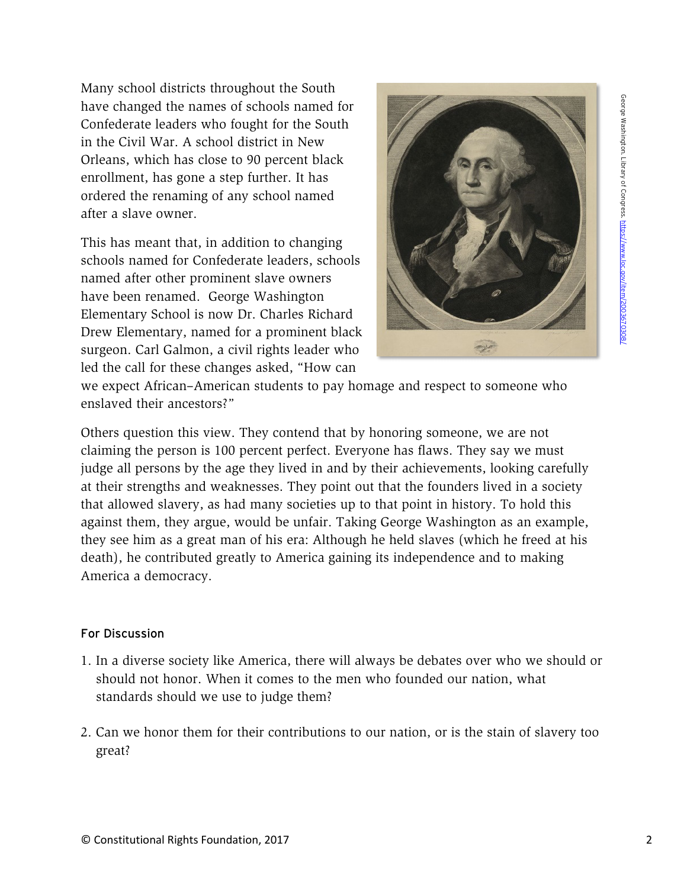Many school districts throughout the South have changed the names of schools named for Confederate leaders who fought for the South in the Civil War. A school district in New Orleans, which has close to 90 percent black enrollment, has gone a step further. It has ordered the renaming of any school named after a slave owner.

This has meant that, in addition to changing schools named for Confederate leaders, schools named after other prominent slave owners have been renamed. George Washington Elementary School is now Dr. Charles Richard Drew Elementary, named for a prominent black surgeon. Carl Galmon, a civil rights leader who led the call for these changes asked, "How can we expect African-American students to pay homage and respect to someone who enslaved their ancestors?"

George Washington. Library of Congress. https://www.loc.gov/item/2003670308/

Others question this view. They contend that by honoring someone, we are not claiming the person is 100 percent perfect. Everyone has flaws. They say we must judge all persons by the age they lived in and by their achievements, looking carefully at their strengths and weaknesses. They point out that the founders lived in a society that allowed slavery, as had many societies up to that point in history. To hold this against them, they argue, would be unfair. Taking George Washington as an example, they see him as a great man of his era: Although he held slaves (which he freed at his death), he contributed greatly to America gaining its independence and to making America a democracy.

### For Discussion

1. In a diverse society like America, there will always be debates over who we should or should not honor. When it comes to the men who founded our nation, what standards should we use to judge them?

2. Can we honor them for their contributions to our nation, or is the stain of slavery too great?

© Constitutional Rights Foundation, 2017